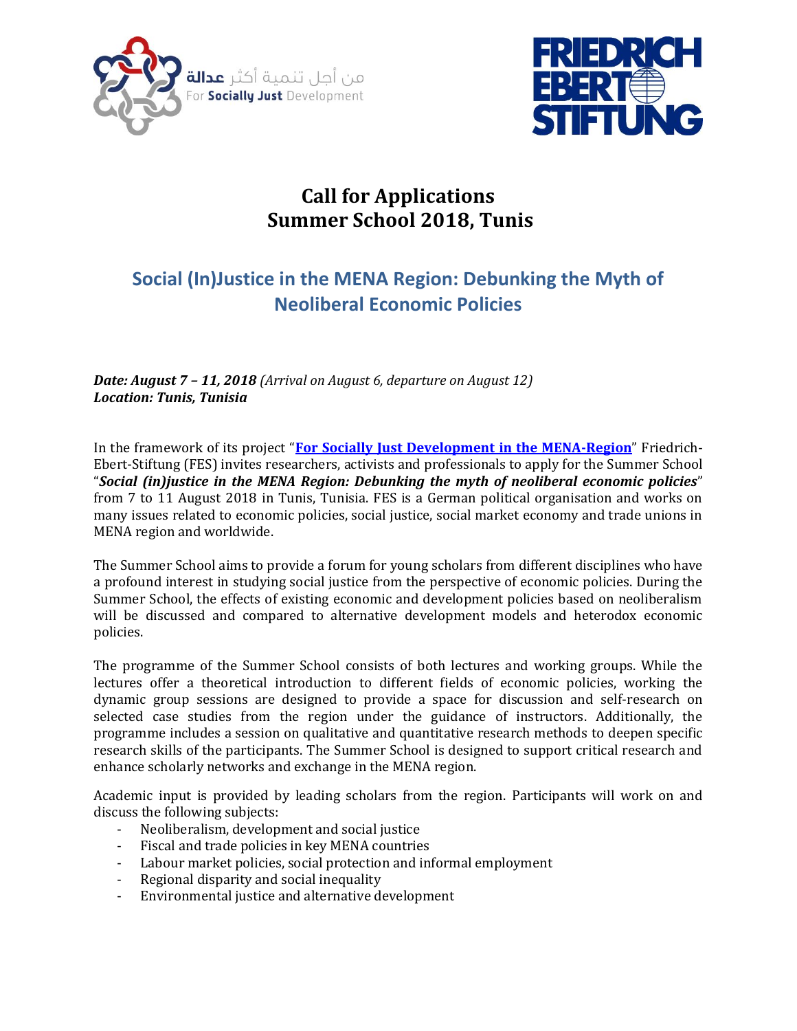من أجل تنمية أكثر عدالة
For Socially Just Development

FRIEDRICH EBERT STIFTUNG

# Call for Applications
# Summer School 2018, Tunis

## Social (In)Justice in the MENA Region: Debunking the Myth of Neoliberal Economic Policies

***Date: August 7 – 11, 2018*** *(Arrival on August 6, departure on August 12)*
***Location: Tunis, Tunisia***

In the framework of its project "**For Socially Just Development in the MENA-Region**" Friedrich-Ebert-Stiftung (FES) invites researchers, activists and professionals to apply for the Summer School "***Social (in)justice in the MENA Region: Debunking the myth of neoliberal economic policies***" from 7 to 11 August 2018 in Tunis, Tunisia. FES is a German political organisation and works on many issues related to economic policies, social justice, social market economy and trade unions in MENA region and worldwide.

The Summer School aims to provide a forum for young scholars from different disciplines who have a profound interest in studying social justice from the perspective of economic policies. During the Summer School, the effects of existing economic and development policies based on neoliberalism will be discussed and compared to alternative development models and heterodox economic policies.

The programme of the Summer School consists of both lectures and working groups. While the lectures offer a theoretical introduction to different fields of economic policies, working the dynamic group sessions are designed to provide a space for discussion and self-research on selected case studies from the region under the guidance of instructors. Additionally, the programme includes a session on qualitative and quantitative research methods to deepen specific research skills of the participants. The Summer School is designed to support critical research and enhance scholarly networks and exchange in the MENA region.

Academic input is provided by leading scholars from the region. Participants will work on and discuss the following subjects:

- Neoliberalism, development and social justice
- Fiscal and trade policies in key MENA countries
- Labour market policies, social protection and informal employment
- Regional disparity and social inequality
- Environmental justice and alternative development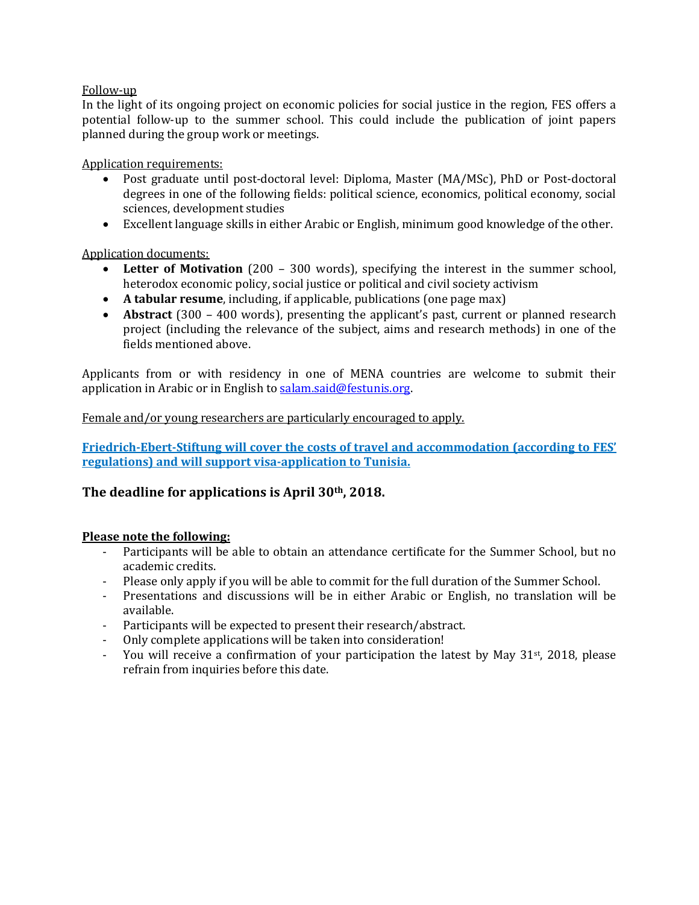Follow-up

In the light of its ongoing project on economic policies for social justice in the region, FES offers a potential follow-up to the summer school. This could include the publication of joint papers planned during the group work or meetings.

Application requirements:

- Post graduate until post-doctoral level: Diploma, Master (MA/MSc), PhD or Post-doctoral degrees in one of the following fields: political science, economics, political economy, social sciences, development studies
- Excellent language skills in either Arabic or English, minimum good knowledge of the other.

Application documents:

- **Letter of Motivation** (200 – 300 words), specifying the interest in the summer school, heterodox economic policy, social justice or political and civil society activism
- **A tabular resume**, including, if applicable, publications (one page max)
- **Abstract** (300 – 400 words), presenting the applicant's past, current or planned research project (including the relevance of the subject, aims and research methods) in one of the fields mentioned above.

Applicants from or with residency in one of MENA countries are welcome to submit their application in Arabic or in English to salam.said@festunis.org.

Female and/or young researchers are particularly encouraged to apply.

**Friedrich-Ebert-Stiftung will cover the costs of travel and accommodation (according to FES' regulations) and will support visa-application to Tunisia.**

### The deadline for applications is April 30th, 2018.

**Please note the following:**

- Participants will be able to obtain an attendance certificate for the Summer School, but no academic credits.
- Please only apply if you will be able to commit for the full duration of the Summer School.
- Presentations and discussions will be in either Arabic or English, no translation will be available.
- Participants will be expected to present their research/abstract.
- Only complete applications will be taken into consideration!
- You will receive a confirmation of your participation the latest by May 31st, 2018, please refrain from inquiries before this date.